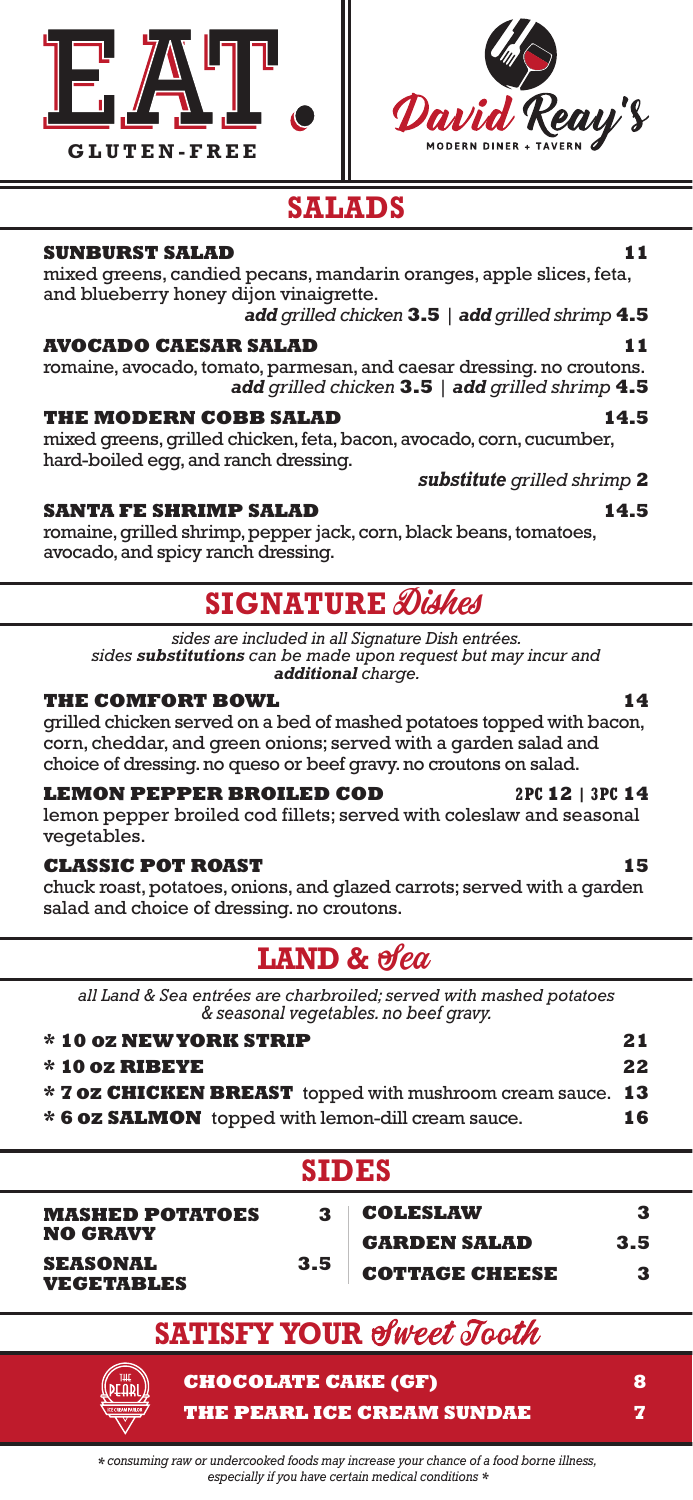# EAT. GLUTEN-FREE

David Reay's
MODERN DINER + TAVERN

## SALADS

### SUNBURST SALAD — 11
mixed greens, candied pecans, mandarin oranges, apple slices, feta, and blueberry honey dijon vinaigrette.
***add*** *grilled chicken* **3.5** | ***add*** *grilled shrimp* **4.5**

### AVOCADO CAESAR SALAD — 11
romaine, avocado, tomato, parmesan, and caesar dressing. no croutons.
***add*** *grilled chicken* **3.5** | ***add*** *grilled shrimp* **4.5**

### THE MODERN COBB SALAD — 14.5
mixed greens, grilled chicken, feta, bacon, avocado, corn, cucumber, hard-boiled egg, and ranch dressing.
***substitute*** *grilled shrimp* **2**

### SANTA FE SHRIMP SALAD — 14.5
romaine, grilled shrimp, pepper jack, corn, black beans, tomatoes, avocado, and spicy ranch dressing.

## SIGNATURE *Dishes*

*sides are included in all Signature Dish entrées.*
*sides* ***substitutions*** *can be made upon request but may incur and* ***additional*** *charge.*

### THE COMFORT BOWL — 14
grilled chicken served on a bed of mashed potatoes topped with bacon, corn, cheddar, and green onions; served with a garden salad and choice of dressing. no queso or beef gravy. no croutons on salad.

### LEMON PEPPER BROILED COD — 2PC 12 | 3PC 14
lemon pepper broiled cod fillets; served with coleslaw and seasonal vegetables.

### CLASSIC POT ROAST — 15
chuck roast, potatoes, onions, and glazed carrots; served with a garden salad and choice of dressing. no croutons.

## LAND & *Sea*

*all Land & Sea entrées are charbroiled; served with mashed potatoes & seasonal vegetables. no beef gravy.*

- **\* 10 oz NEW YORK STRIP** — 21
- **\* 10 oz RIBEYE** — 22
- **\* 7 oz CHICKEN BREAST** topped with mushroom cream sauce. — 13
- **\* 6 oz SALMON** topped with lemon-dill cream sauce. — 16

## SIDES

| Side | Price | Side | Price |
|---|---|---|---|
| **MASHED POTATOES NO GRAVY** | 3 | **COLESLAW** | 3 |
| **SEASONAL VEGETABLES** | 3.5 | **GARDEN SALAD** | 3.5 |
| | | **COTTAGE CHEESE** | 3 |

## SATISFY YOUR *Sweet Tooth*

- **CHOCOLATE CAKE (GF)** — 8
- **THE PEARL ICE CREAM SUNDAE** — 7

*\* consuming raw or undercooked foods may increase your chance of a food borne illness, especially if you have certain medical conditions \**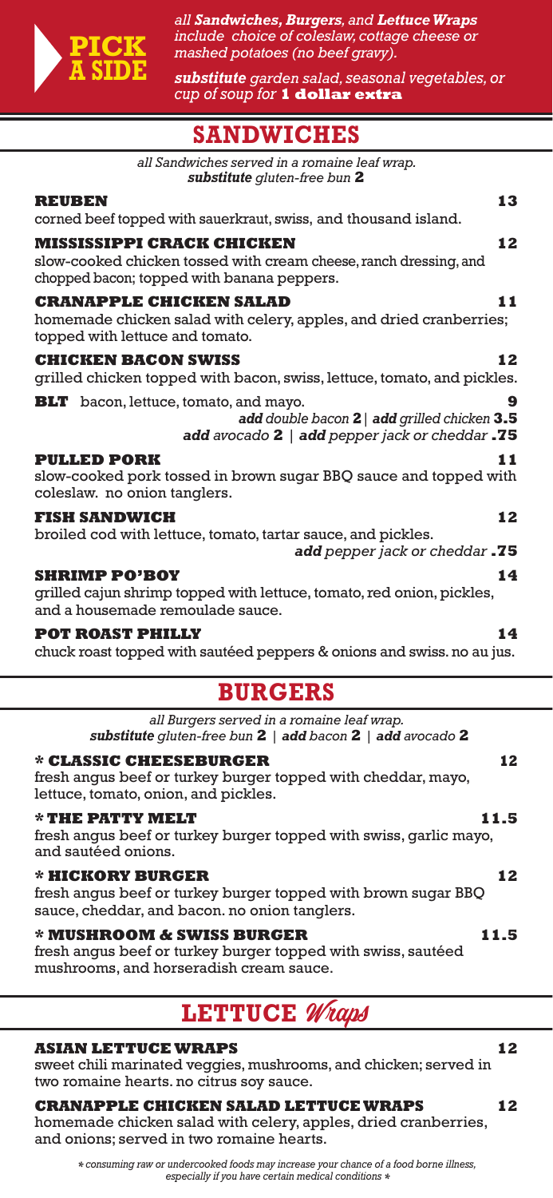**PICK A SIDE**

*all **Sandwiches, Burgers**, and **Lettuce Wraps** include choice of coleslaw, cottage cheese or mashed potatoes (no beef gravy).*

***substitute** garden salad, seasonal vegetables, or cup of soup for* **1 dollar extra**

## SANDWICHES

*all Sandwiches served in a romaine leaf wrap.*
***substitute** gluten-free bun* **2**

**REUBEN** **13**
corned beef topped with sauerkraut, swiss, and thousand island.

**MISSISSIPPI CRACK CHICKEN** **12**
slow-cooked chicken tossed with cream cheese, ranch dressing, and chopped bacon; topped with banana peppers.

**CRANAPPLE CHICKEN SALAD** **11**
homemade chicken salad with celery, apples, and dried cranberries; topped with lettuce and tomato.

**CHICKEN BACON SWISS** **12**
grilled chicken topped with bacon, swiss, lettuce, tomato, and pickles.

**BLT** bacon, lettuce, tomato, and mayo. **9**
***add** double bacon* **2** | ***add** grilled chicken* **3.5**
***add** avocado* **2** | ***add** pepper jack or cheddar* **.75**

**PULLED PORK** **11**
slow-cooked pork tossed in brown sugar BBQ sauce and topped with coleslaw. no onion tanglers.

**FISH SANDWICH** **12**
broiled cod with lettuce, tomato, tartar sauce, and pickles.
***add** pepper jack or cheddar* **.75**

**SHRIMP PO'BOY** **14**
grilled cajun shrimp topped with lettuce, tomato, red onion, pickles, and a housemade remoulade sauce.

**POT ROAST PHILLY** **14**
chuck roast topped with sautéed peppers & onions and swiss. no au jus.

## BURGERS

*all Burgers served in a romaine leaf wrap.*
***substitute** gluten-free bun* **2** | ***add** bacon* **2** | ***add** avocado* **2**

**\* CLASSIC CHEESEBURGER** **12**
fresh angus beef or turkey burger topped with cheddar, mayo, lettuce, tomato, onion, and pickles.

**\* THE PATTY MELT** **11.5**
fresh angus beef or turkey burger topped with swiss, garlic mayo, and sautéed onions.

**\* HICKORY BURGER** **12**
fresh angus beef or turkey burger topped with brown sugar BBQ sauce, cheddar, and bacon. no onion tanglers.

**\* MUSHROOM & SWISS BURGER** **11.5**
fresh angus beef or turkey burger topped with swiss, sautéed mushrooms, and horseradish cream sauce.

## LETTUCE *Wraps*

**ASIAN LETTUCE WRAPS** **12**
sweet chili marinated veggies, mushrooms, and chicken; served in two romaine hearts. no citrus soy sauce.

**CRANAPPLE CHICKEN SALAD LETTUCE WRAPS** **12**
homemade chicken salad with celery, apples, dried cranberries, and onions; served in two romaine hearts.

*\* consuming raw or undercooked foods may increase your chance of a food borne illness, especially if you have certain medical conditions \**